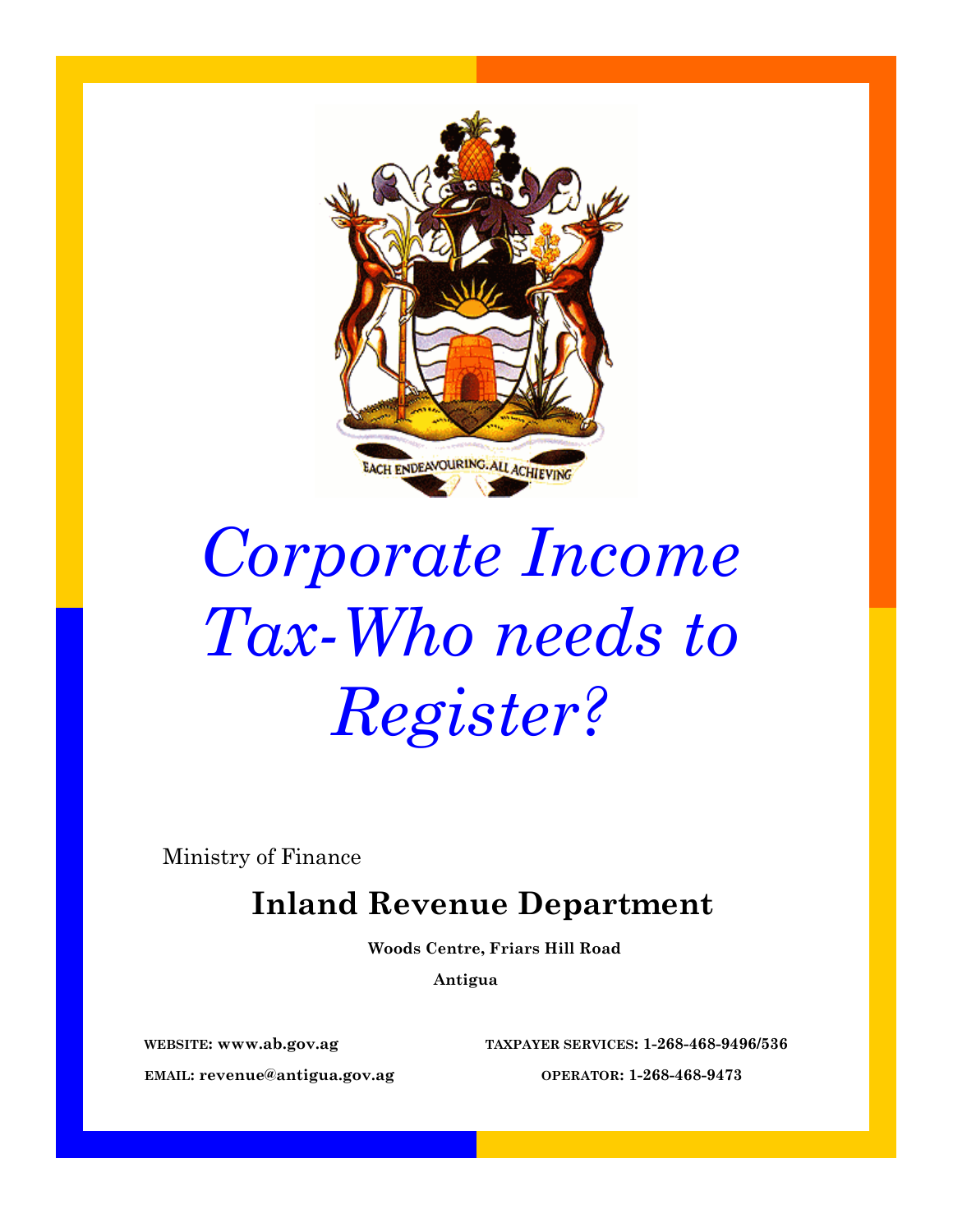# *Corporate Income Tax-Who needs to Register?*

Ministry of Finance

## Inland Revenue Department

**Woods Centre, Friars Hill Road**

**Antigua**

**WEBSITE: www.ab.gov.ag**

**EMAIL: revenue@antigua.gov.ag**

**TAXPAYER SERVICES: 1-268-468-9496/536**

**OPERATOR: 1-268-468-9473**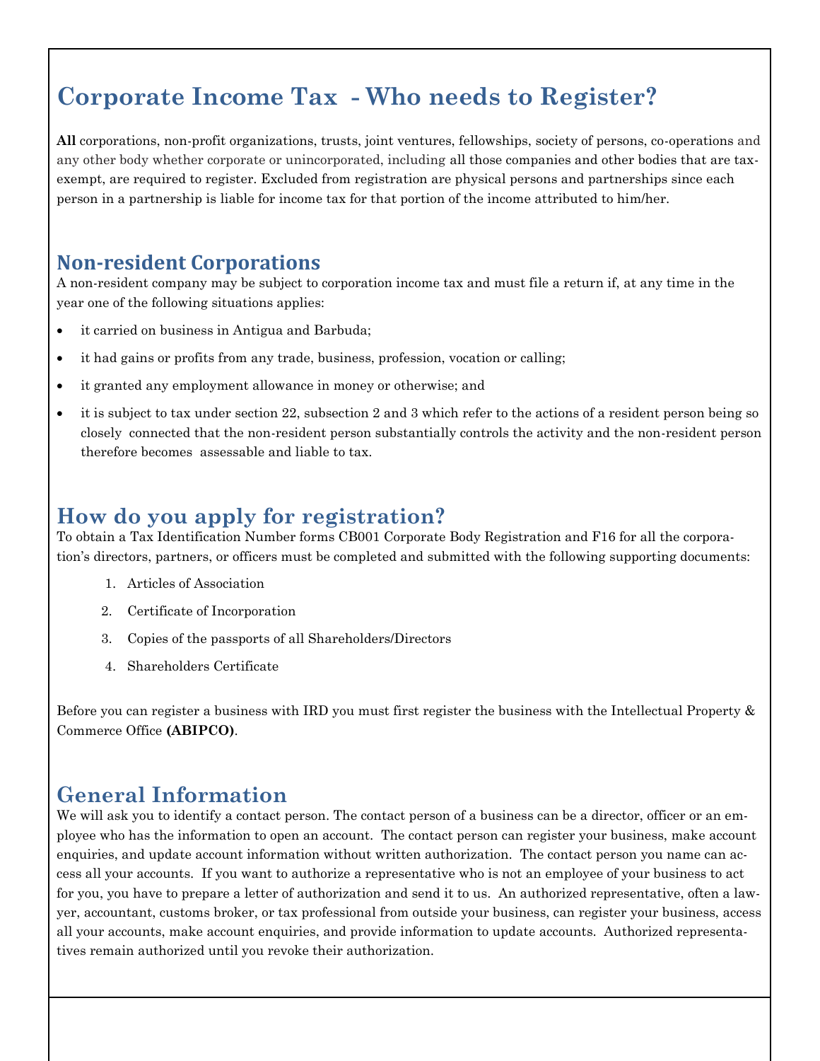# Corporate Income Tax - Who needs to Register?

**All** corporations, non-profit organizations, trusts, joint ventures, fellowships, society of persons, co-operations and any other body whether corporate or unincorporated, including all those companies and other bodies that are tax-exempt, are required to register. Excluded from registration are physical persons and partnerships since each person in a partnership is liable for income tax for that portion of the income attributed to him/her.

## Non-resident Corporations

A non-resident company may be subject to corporation income tax and must file a return if, at any time in the year one of the following situations applies:

- it carried on business in Antigua and Barbuda;
- it had gains or profits from any trade, business, profession, vocation or calling;
- it granted any employment allowance in money or otherwise; and
- it is subject to tax under section 22, subsection 2 and 3 which refer to the actions of a resident person being so closely connected that the non-resident person substantially controls the activity and the non-resident person therefore becomes assessable and liable to tax.

## How do you apply for registration?

To obtain a Tax Identification Number forms CB001 Corporate Body Registration and F16 for all the corporation's directors, partners, or officers must be completed and submitted with the following supporting documents:

1. Articles of Association
2. Certificate of Incorporation
3. Copies of the passports of all Shareholders/Directors
4. Shareholders Certificate

Before you can register a business with IRD you must first register the business with the Intellectual Property & Commerce Office **(ABIPCO)**.

## General Information

We will ask you to identify a contact person. The contact person of a business can be a director, officer or an employee who has the information to open an account. The contact person can register your business, make account enquiries, and update account information without written authorization. The contact person you name can access all your accounts. If you want to authorize a representative who is not an employee of your business to act for you, you have to prepare a letter of authorization and send it to us. An authorized representative, often a lawyer, accountant, customs broker, or tax professional from outside your business, can register your business, access all your accounts, make account enquiries, and provide information to update accounts. Authorized representatives remain authorized until you revoke their authorization.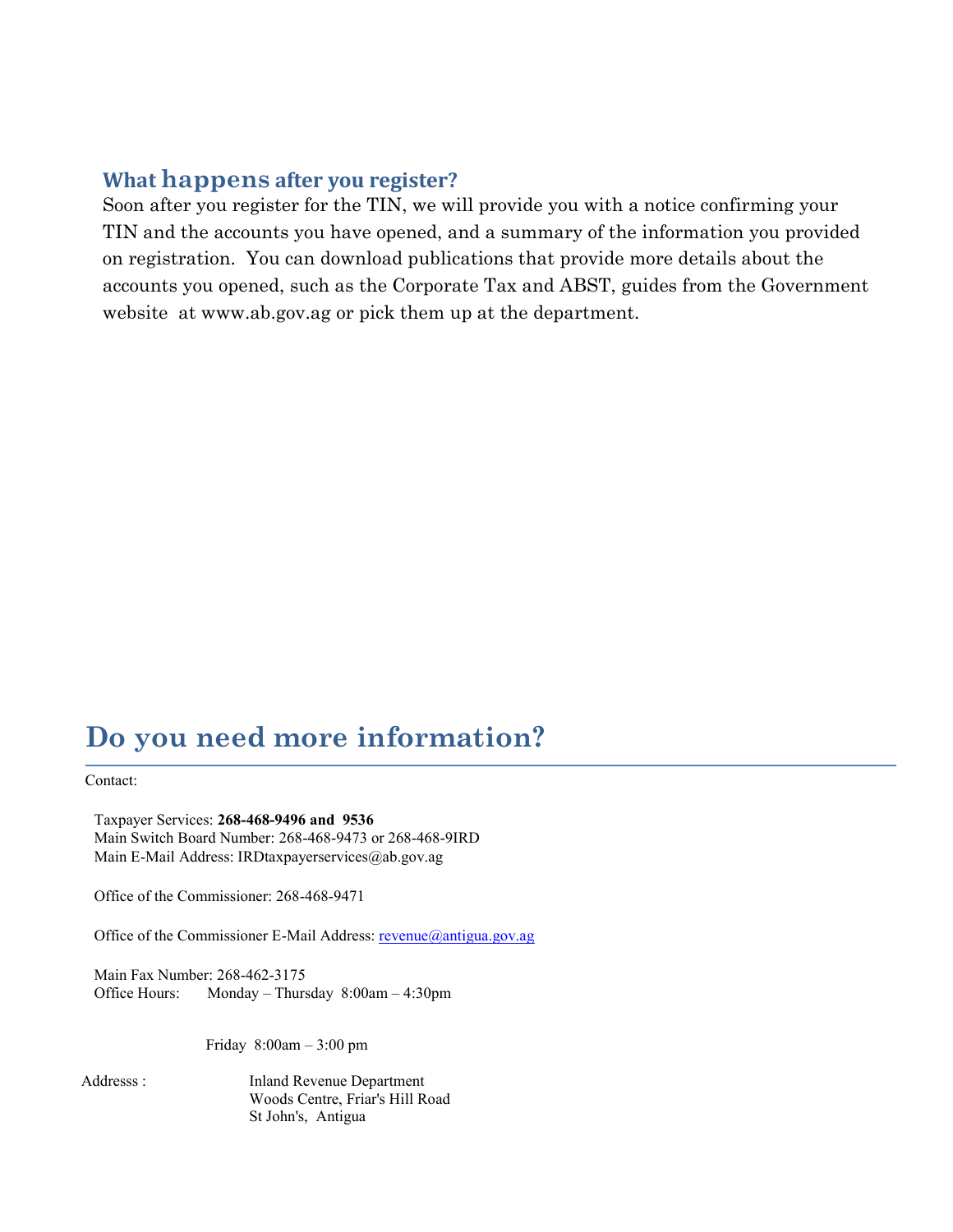## What happens after you register?

Soon after you register for the TIN, we will provide you with a notice confirming your TIN and the accounts you have opened, and a summary of the information you provided on registration. You can download publications that provide more details about the accounts you opened, such as the Corporate Tax and ABST, guides from the Government website at www.ab.gov.ag or pick them up at the department.

# Do you need more information?

Contact:

Taxpayer Services: **268-468-9496 and 9536**
Main Switch Board Number: 268-468-9473 or 268-468-9IRD
Main E-Mail Address: IRDtaxpayerservices@ab.gov.ag

Office of the Commissioner: 268-468-9471

Office of the Commissioner E-Mail Address: revenue@antigua.gov.ag

Main Fax Number: 268-462-3175
Office Hours: Monday – Thursday 8:00am – 4:30pm

Friday 8:00am – 3:00 pm

Addresss : Inland Revenue Department
Woods Centre, Friar's Hill Road
St John's, Antigua